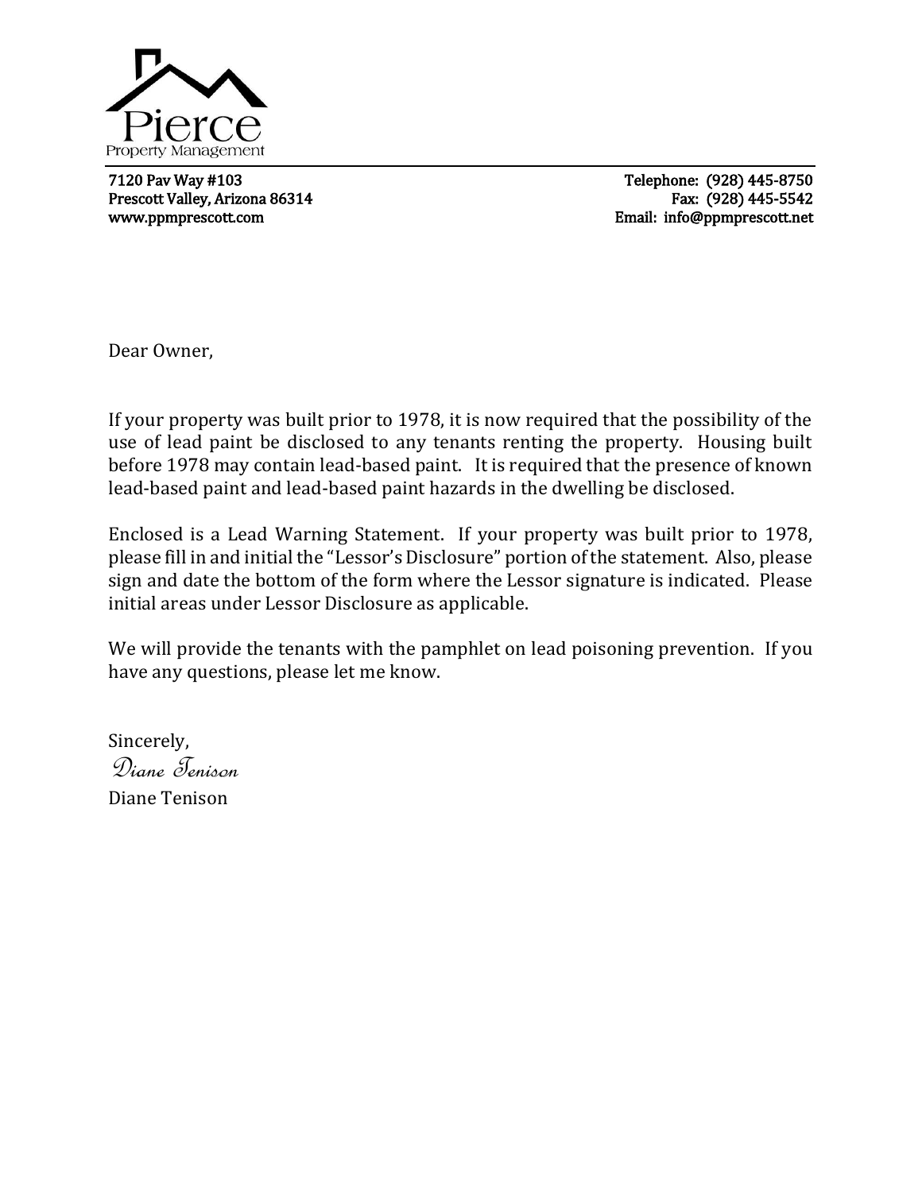# Pierce
Property Management

7120 Pav Way #103
Prescott Valley, Arizona 86314
www.ppmprescott.com

Telephone: (928) 445-8750
Fax: (928) 445-5542
Email: info@ppmprescott.net

Dear Owner,

If your property was built prior to 1978, it is now required that the possibility of the use of lead paint be disclosed to any tenants renting the property. Housing built before 1978 may contain lead-based paint. It is required that the presence of known lead-based paint and lead-based paint hazards in the dwelling be disclosed.

Enclosed is a Lead Warning Statement. If your property was built prior to 1978, please fill in and initial the "Lessor's Disclosure" portion of the statement. Also, please sign and date the bottom of the form where the Lessor signature is indicated. Please initial areas under Lessor Disclosure as applicable.

We will provide the tenants with the pamphlet on lead poisoning prevention. If you have any questions, please let me know.

Sincerely,

*Diane Tenison*

Diane Tenison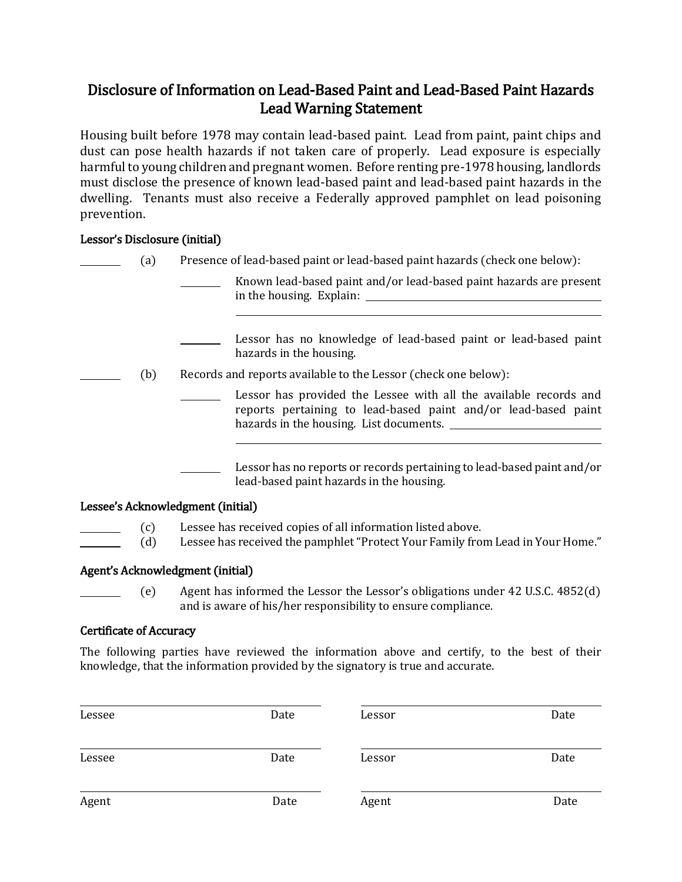# Disclosure of Information on Lead-Based Paint and Lead-Based Paint Hazards
# Lead Warning Statement

Housing built before 1978 may contain lead-based paint. Lead from paint, paint chips and dust can pose health hazards if not taken care of properly. Lead exposure is especially harmful to young children and pregnant women. Before renting pre-1978 housing, landlords must disclose the presence of known lead-based paint and lead-based paint hazards in the dwelling. Tenants must also receive a Federally approved pamphlet on lead poisoning prevention.

**Lessor's Disclosure (initial)**

_______ (a) Presence of lead-based paint or lead-based paint hazards (check one below):

_______ Known lead-based paint and/or lead-based paint hazards are present in the housing. Explain: ______________________________________________

______________________________________________________________________

_______ Lessor has no knowledge of lead-based paint or lead-based paint hazards in the housing.

_______ (b) Records and reports available to the Lessor (check one below):

_______ Lessor has provided the Lessee with all the available records and reports pertaining to lead-based paint and/or lead-based paint hazards in the housing. List documents. ______________________________

______________________________________________________________________

_______ Lessor has no reports or records pertaining to lead-based paint and/or lead-based paint hazards in the housing.

**Lessee's Acknowledgment (initial)**

_______ (c) Lessee has received copies of all information listed above.

_______ (d) Lessee has received the pamphlet "Protect Your Family from Lead in Your Home."

**Agent's Acknowledgment (initial)**

_______ (e) Agent has informed the Lessor the Lessor's obligations under 42 U.S.C. 4852(d) and is aware of his/her responsibility to ensure compliance.

**Certificate of Accuracy**

The following parties have reviewed the information above and certify, to the best of their knowledge, that the information provided by the signatory is true and accurate.

______________________________ ______________________________

Lessee Date Lessor Date

______________________________ ______________________________

Lessee Date Lessor Date

______________________________ ______________________________

Agent Date Agent Date